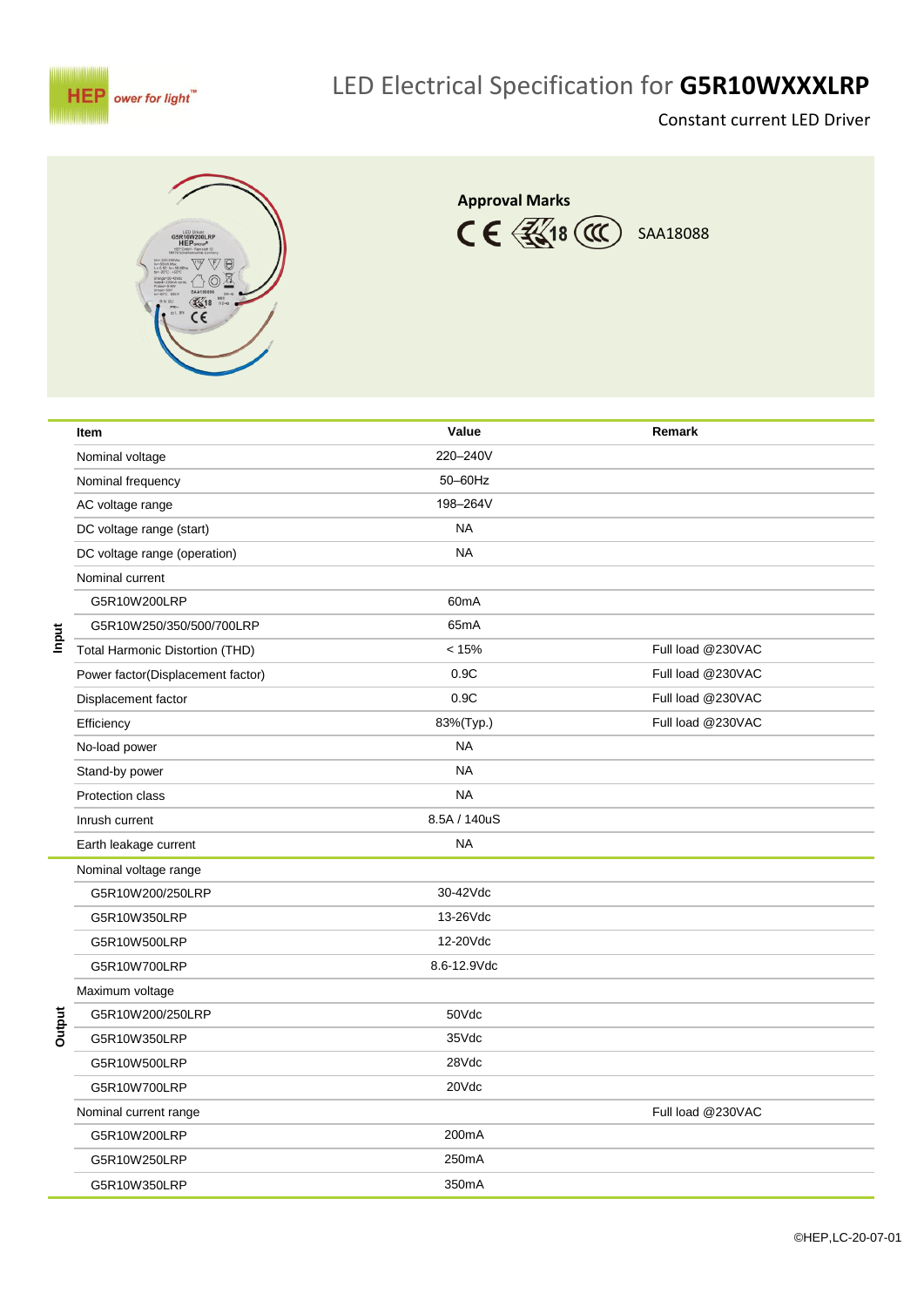# LED Electrical Specification for **G5R10WXXXLRP**

Constant current LED Driver

**Approval Marks**

SAA18088

| | Item | Value | Remark |
|---|---|---|---|
| Input | Nominal voltage | 220–240V | |
| | Nominal frequency | 50–60Hz | |
| | AC voltage range | 198–264V | |
| | DC voltage range (start) | NA | |
| | DC voltage range (operation) | NA | |
| | Nominal current | | |
| | G5R10W200LRP | 60mA | |
| | G5R10W250/350/500/700LRP | 65mA | |
| | Total Harmonic Distortion (THD) | < 15% | Full load @230VAC |
| | Power factor(Displacement factor) | 0.9C | Full load @230VAC |
| | Displacement factor | 0.9C | Full load @230VAC |
| | Efficiency | 83%(Typ.) | Full load @230VAC |
| | No-load power | NA | |
| | Stand-by power | NA | |
| | Protection class | NA | |
| | Inrush current | 8.5A / 140uS | |
| | Earth leakage current | NA | |
| Output | Nominal voltage range | | |
| | G5R10W200/250LRP | 30-42Vdc | |
| | G5R10W350LRP | 13-26Vdc | |
| | G5R10W500LRP | 12-20Vdc | |
| | G5R10W700LRP | 8.6-12.9Vdc | |
| | Maximum voltage | | |
| | G5R10W200/250LRP | 50Vdc | |
| | G5R10W350LRP | 35Vdc | |
| | G5R10W500LRP | 28Vdc | |
| | G5R10W700LRP | 20Vdc | |
| | Nominal current range | | Full load @230VAC |
| | G5R10W200LRP | 200mA | |
| | G5R10W250LRP | 250mA | |
| | G5R10W350LRP | 350mA | |

©HEP,LC-20-07-01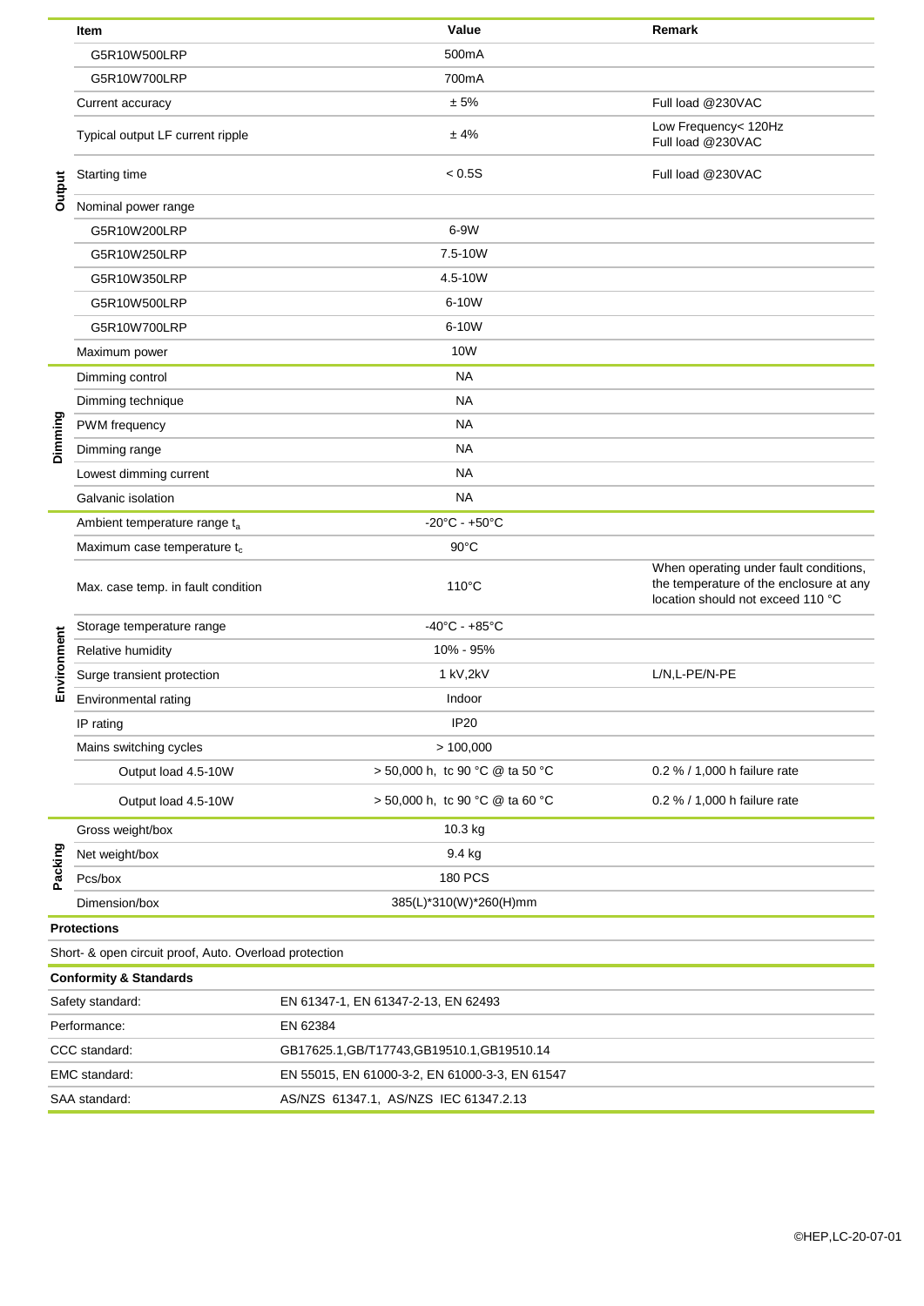| | Item | Value | Remark |
|---|---|---|---|
| Output | G5R10W500LRP | 500mA | |
| | G5R10W700LRP | 700mA | |
| | Current accuracy | ± 5% | Full load @230VAC |
| | Typical output LF current ripple | ± 4% | Low Frequency< 120Hz Full load @230VAC |
| | Starting time | < 0.5S | Full load @230VAC |
| | Nominal power range | | |
| | G5R10W200LRP | 6-9W | |
| | G5R10W250LRP | 7.5-10W | |
| | G5R10W350LRP | 4.5-10W | |
| | G5R10W500LRP | 6-10W | |
| | G5R10W700LRP | 6-10W | |
| | Maximum power | 10W | |
| Dimming | Dimming control | NA | |
| | Dimming technique | NA | |
| | PWM frequency | NA | |
| | Dimming range | NA | |
| | Lowest dimming current | NA | |
| | Galvanic isolation | NA | |
| Environment | Ambient temperature range $t_a$ | -20°C - +50°C | |
| | Maximum case temperature $t_c$ | 90°C | |
| | Max. case temp. in fault condition | 110°C | When operating under fault conditions, the temperature of the enclosure at any location should not exceed 110 °C |
| | Storage temperature range | -40°C - +85°C | |
| | Relative humidity | 10% - 95% | |
| | Surge transient protection | 1 kV,2kV | L/N,L-PE/N-PE |
| | Environmental rating | Indoor | |
| | IP rating | IP20 | |
| | Mains switching cycles | > 100,000 | |
| | Output load 4.5-10W | > 50,000 h, tc 90 °C @ ta 50 °C | 0.2 % / 1,000 h failure rate |
| | Output load 4.5-10W | > 50,000 h, tc 90 °C @ ta 60 °C | 0.2 % / 1,000 h failure rate |
| Packing | Gross weight/box | 10.3 kg | |
| | Net weight/box | 9.4 kg | |
| | Pcs/box | 180 PCS | |
| | Dimension/box | 385(L)*310(W)*260(H)mm | |

**Protections**

Short- & open circuit proof, Auto. Overload protection

**Conformity & Standards**

| | |
|---|---|
| Safety standard: | EN 61347-1, EN 61347-2-13, EN 62493 |
| Performance: | EN 62384 |
| CCC standard: | GB17625.1,GB/T17743,GB19510.1,GB19510.14 |
| EMC standard: | EN 55015, EN 61000-3-2, EN 61000-3-3, EN 61547 |
| SAA standard: | AS/NZS 61347.1, AS/NZS IEC 61347.2.13 |

©HEP,LC-20-07-01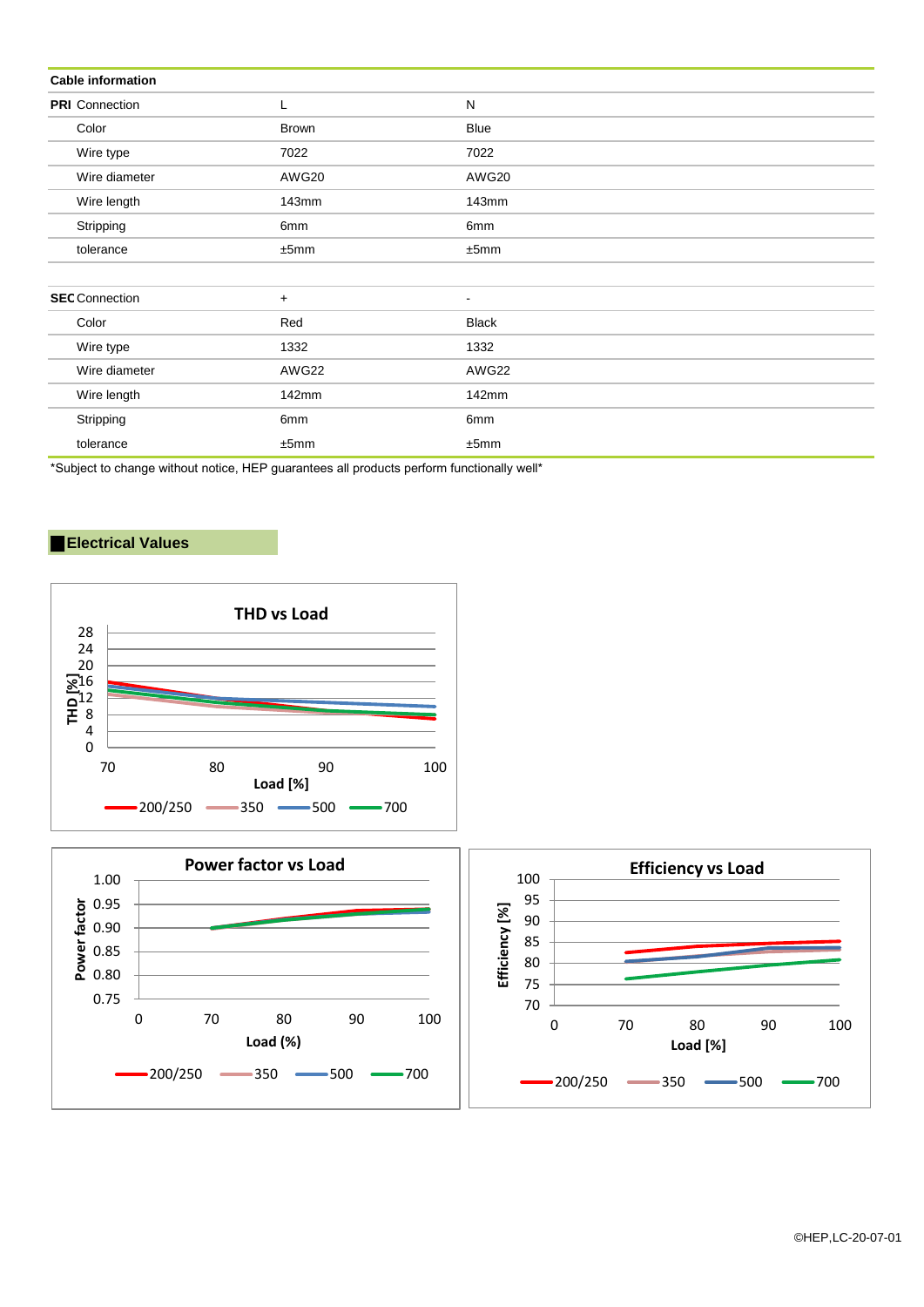| Cable information | | |
|---|---|---|
| **PRI** Connection | L | N |
| Color | Brown | Blue |
| Wire type | 7022 | 7022 |
| Wire diameter | AWG20 | AWG20 |
| Wire length | 143mm | 143mm |
| Stripping | 6mm | 6mm |
| tolerance | ±5mm | ±5mm |
| | | |
| **SEC** Connection | + | - |
| Color | Red | Black |
| Wire type | 1332 | 1332 |
| Wire diameter | AWG22 | AWG22 |
| Wire length | 142mm | 142mm |
| Stripping | 6mm | 6mm |
| tolerance | ±5mm | ±5mm |

*Subject to change without notice, HEP guarantees all products perform functionally well*

## Electrical Values

THD vs Load

THD [%]

28
24
20
16
12
8
4
0

70 80 90 100

Load [%]

200/250 350 500 700

Power factor vs Load

Power factor

1.00
0.95
0.90
0.85
0.80
0.75

0 70 80 90 100

Load (%)

200/250 350 500 700

Efficiency vs Load

Efficiency [%]

100
95
90
85
80
75
70

0 70 80 90 100

Load [%]

200/250 350 500 700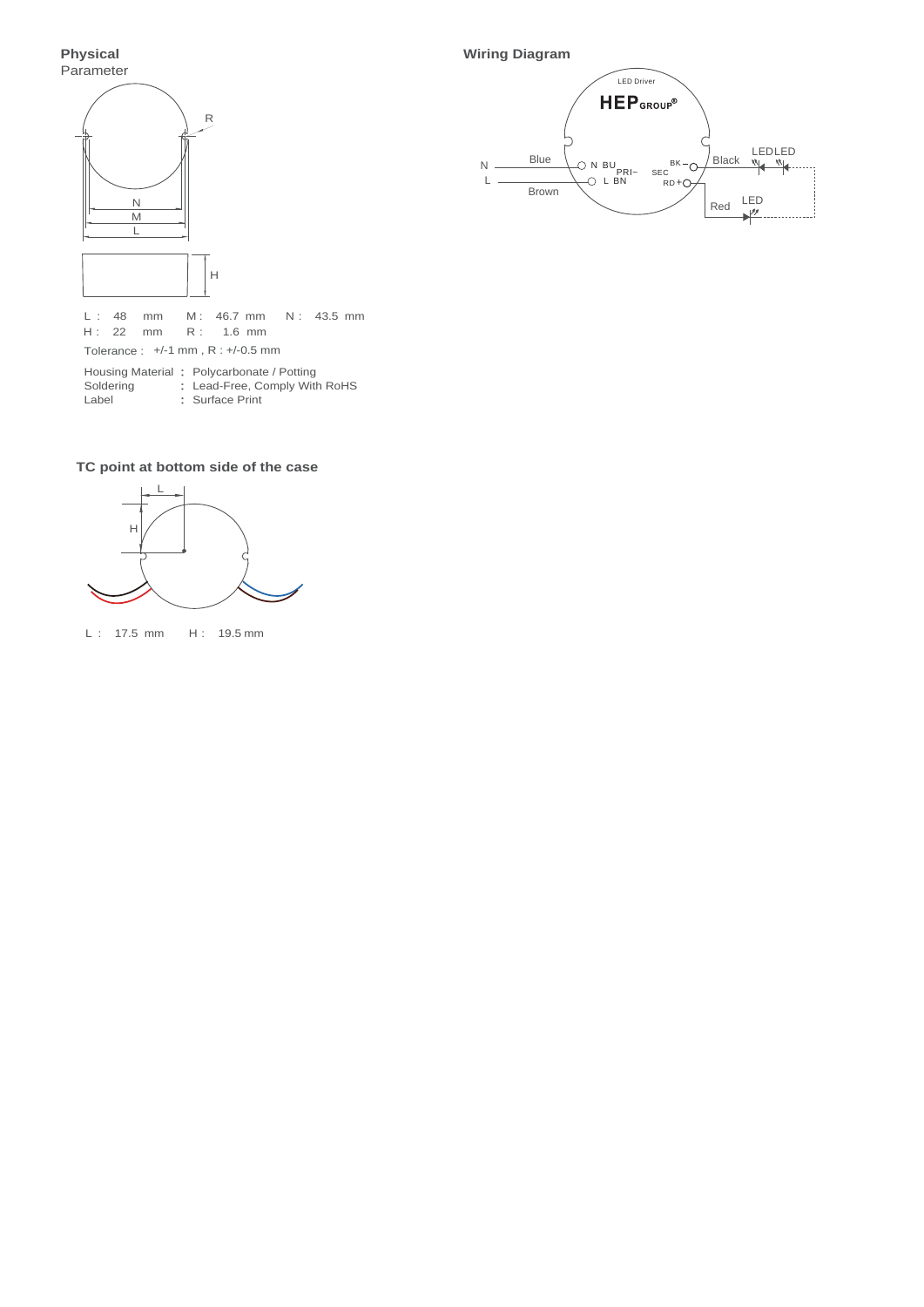## Physical Parameter

R

N

M

L

H

L : 48 mm M : 46.7 mm N : 43.5 mm
H : 22 mm R : 1.6 mm

Tolerance : +/-1 mm , R : +/-0.5 mm

Housing Material : Polycarbonate / Potting
Soldering : Lead-Free, Comply With RoHS
Label : Surface Print

## Wiring Diagram

LED Driver

HEP GROUP®

N

L

Blue

Brown

N BU

L BN

PRI~

SEC

BK −

RD +

Black

Red

LED LED

LED

## TC point at bottom side of the case

L

H

L : 17.5 mm H : 19.5 mm